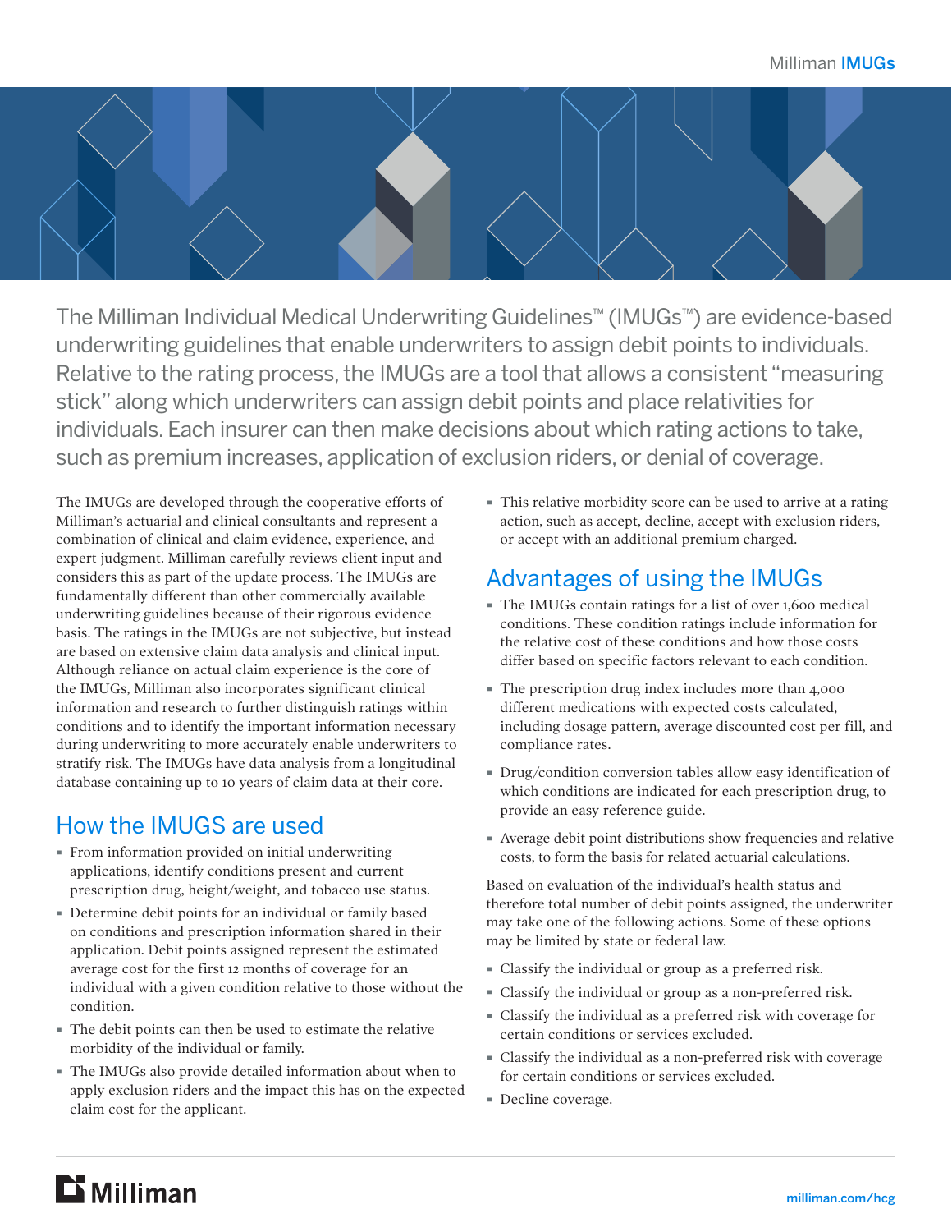The Milliman Individual Medical Underwriting Guidelines™ (IMUGs™) are evidence-based underwriting guidelines that enable underwriters to assign debit points to individuals. Relative to the rating process, the IMUGs are a tool that allows a consistent "measuring stick" along which underwriters can assign debit points and place relativities for individuals. Each insurer can then make decisions about which rating actions to take, such as premium increases, application of exclusion riders, or denial of coverage.

The IMUGs are developed through the cooperative efforts of Milliman's actuarial and clinical consultants and represent a combination of clinical and claim evidence, experience, and expert judgment. Milliman carefully reviews client input and considers this as part of the update process. The IMUGs are fundamentally different than other commercially available underwriting guidelines because of their rigorous evidence basis. The ratings in the IMUGs are not subjective, but instead are based on extensive claim data analysis and clinical input. Although reliance on actual claim experience is the core of the IMUGs, Milliman also incorporates significant clinical information and research to further distinguish ratings within conditions and to identify the important information necessary during underwriting to more accurately enable underwriters to stratify risk. The IMUGs have data analysis from a longitudinal database containing up to 10 years of claim data at their core.

## How the IMUGS are used

- From information provided on initial underwriting applications, identify conditions present and current prescription drug, height/weight, and tobacco use status.
- Determine debit points for an individual or family based on conditions and prescription information shared in their application. Debit points assigned represent the estimated average cost for the first 12 months of coverage for an individual with a given condition relative to those without the condition.
- The debit points can then be used to estimate the relative morbidity of the individual or family.
- The IMUGs also provide detailed information about when to apply exclusion riders and the impact this has on the expected claim cost for the applicant.
- This relative morbidity score can be used to arrive at a rating action, such as accept, decline, accept with exclusion riders, or accept with an additional premium charged.

## Advantages of using the IMUGs

- The IMUGs contain ratings for a list of over 1,600 medical conditions. These condition ratings include information for the relative cost of these conditions and how those costs differ based on specific factors relevant to each condition.
- The prescription drug index includes more than 4,000 different medications with expected costs calculated, including dosage pattern, average discounted cost per fill, and compliance rates.
- Drug/condition conversion tables allow easy identification of which conditions are indicated for each prescription drug, to provide an easy reference guide.
- Average debit point distributions show frequencies and relative costs, to form the basis for related actuarial calculations.

Based on evaluation of the individual's health status and therefore total number of debit points assigned, the underwriter may take one of the following actions. Some of these options may be limited by state or federal law.

- Classify the individual or group as a preferred risk.
- Classify the individual or group as a non-preferred risk.
- Classify the individual as a preferred risk with coverage for certain conditions or services excluded.
- Classify the individual as a non-preferred risk with coverage for certain conditions or services excluded.
- Decline coverage.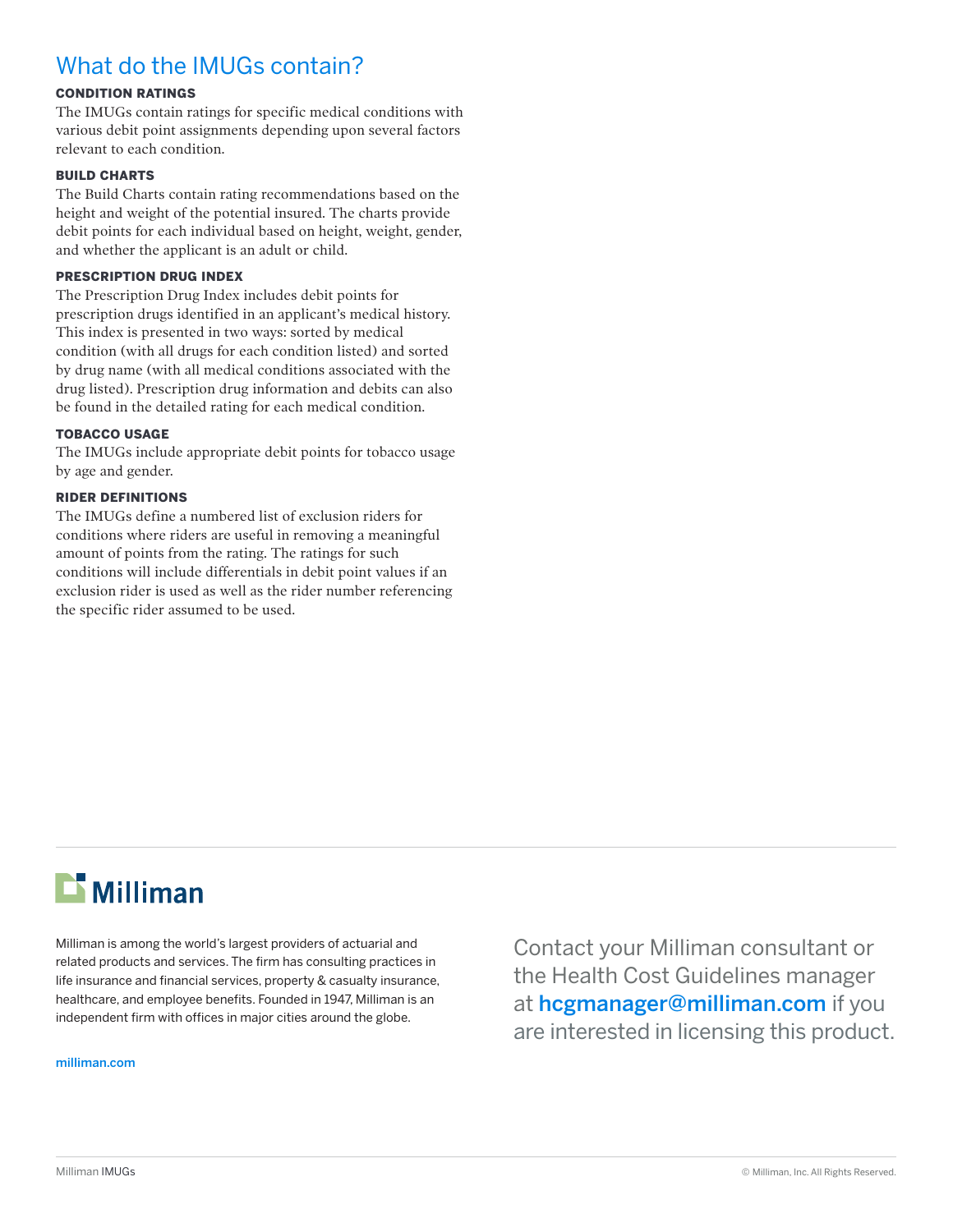## What do the IMUGs contain?

### CONDITION RATINGS

The IMUGs contain ratings for specific medical conditions with various debit point assignments depending upon several factors relevant to each condition.

### BUILD CHARTS

The Build Charts contain rating recommendations based on the height and weight of the potential insured. The charts provide debit points for each individual based on height, weight, gender, and whether the applicant is an adult or child.

### PRESCRIPTION DRUG INDEX

The Prescription Drug Index includes debit points for prescription drugs identified in an applicant's medical history. This index is presented in two ways: sorted by medical condition (with all drugs for each condition listed) and sorted by drug name (with all medical conditions associated with the drug listed). Prescription drug information and debits can also be found in the detailed rating for each medical condition.

### TOBACCO USAGE

The IMUGs include appropriate debit points for tobacco usage by age and gender.

### RIDER DEFINITIONS

The IMUGs define a numbered list of exclusion riders for conditions where riders are useful in removing a meaningful amount of points from the rating. The ratings for such conditions will include differentials in debit point values if an exclusion rider is used as well as the rider number referencing the specific rider assumed to be used.

---

**Milliman**

Milliman is among the world's largest providers of actuarial and related products and services. The firm has consulting practices in life insurance and financial services, property & casualty insurance, healthcare, and employee benefits. Founded in 1947, Milliman is an independent firm with offices in major cities around the globe.

milliman.com

Contact your Milliman consultant or the Health Cost Guidelines manager at **hcgmanager@milliman.com** if you are interested in licensing this product.

© Milliman, Inc. All Rights Reserved.